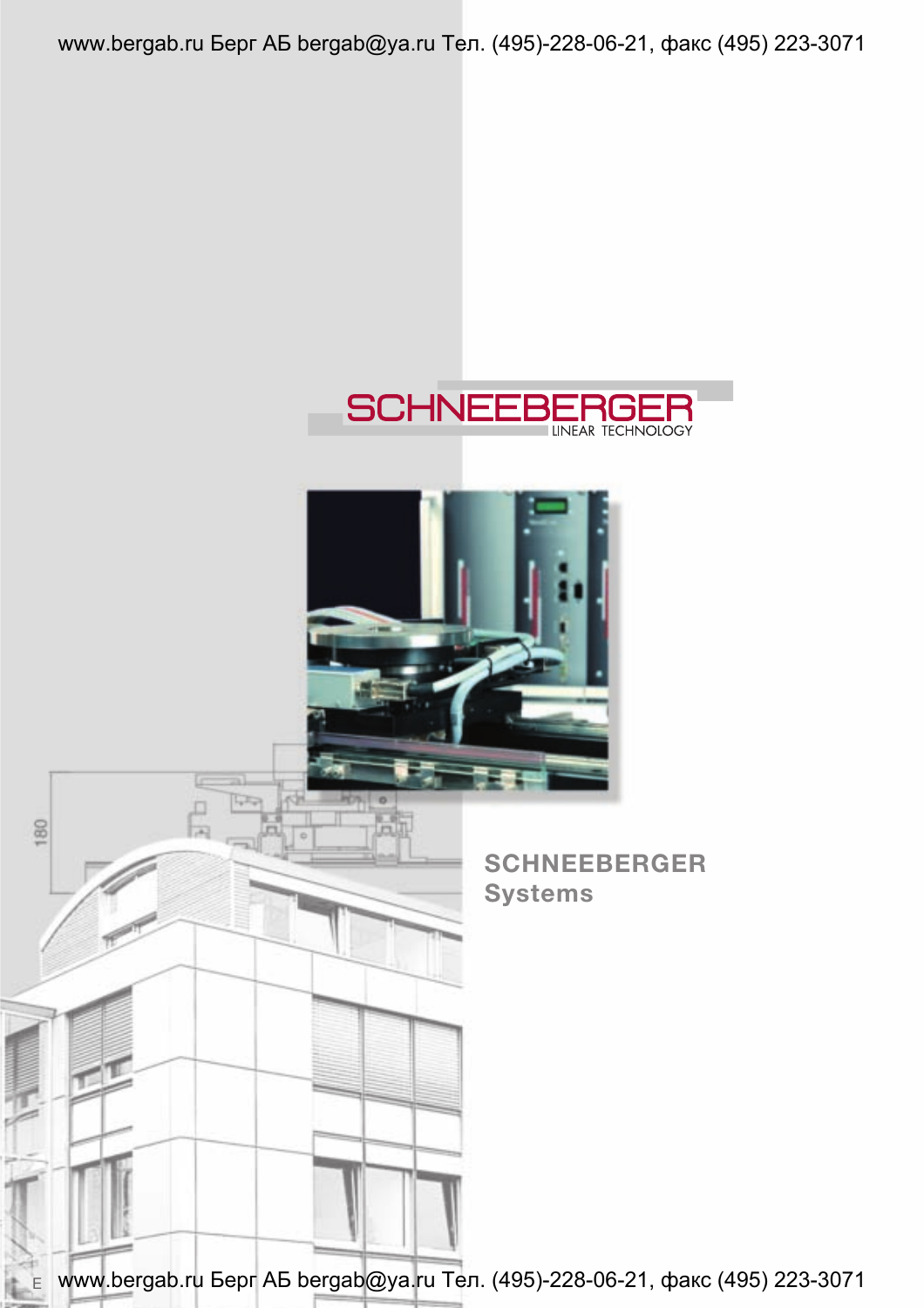SCHNEEBERGER

LINEAR TECHNOLOGY

## SCHNEEBERGER Systems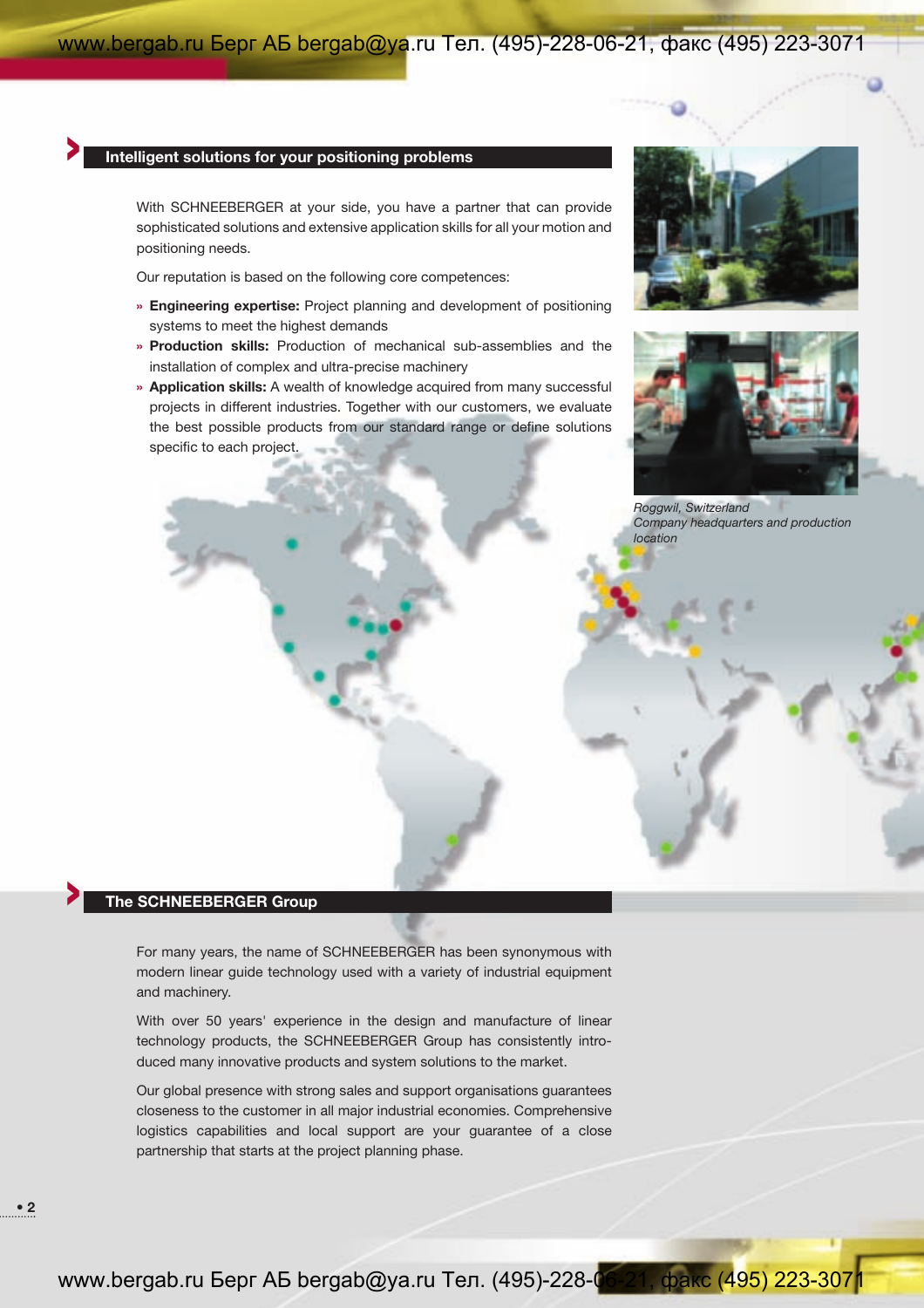## Intelligent solutions for your positioning problems

With SCHNEEBERGER at your side, you have a partner that can provide sophisticated solutions and extensive application skills for all your motion and positioning needs.

Our reputation is based on the following core competences:

- **Engineering expertise:** Project planning and development of positioning systems to meet the highest demands
- **Production skills:** Production of mechanical sub-assemblies and the installation of complex and ultra-precise machinery
- **Application skills:** A wealth of knowledge acquired from many successful projects in different industries. Together with our customers, we evaluate the best possible products from our standard range or define solutions specific to each project.

*Roggwil, Switzerland*
*Company headquarters and production location*

## The SCHNEEBERGER Group

For many years, the name of SCHNEEBERGER has been synonymous with modern linear guide technology used with a variety of industrial equipment and machinery.

With over 50 years' experience in the design and manufacture of linear technology products, the SCHNEEBERGER Group has consistently introduced many innovative products and system solutions to the market.

Our global presence with strong sales and support organisations guarantees closeness to the customer in all major industrial economies. Comprehensive logistics capabilities and local support are your guarantee of a close partnership that starts at the project planning phase.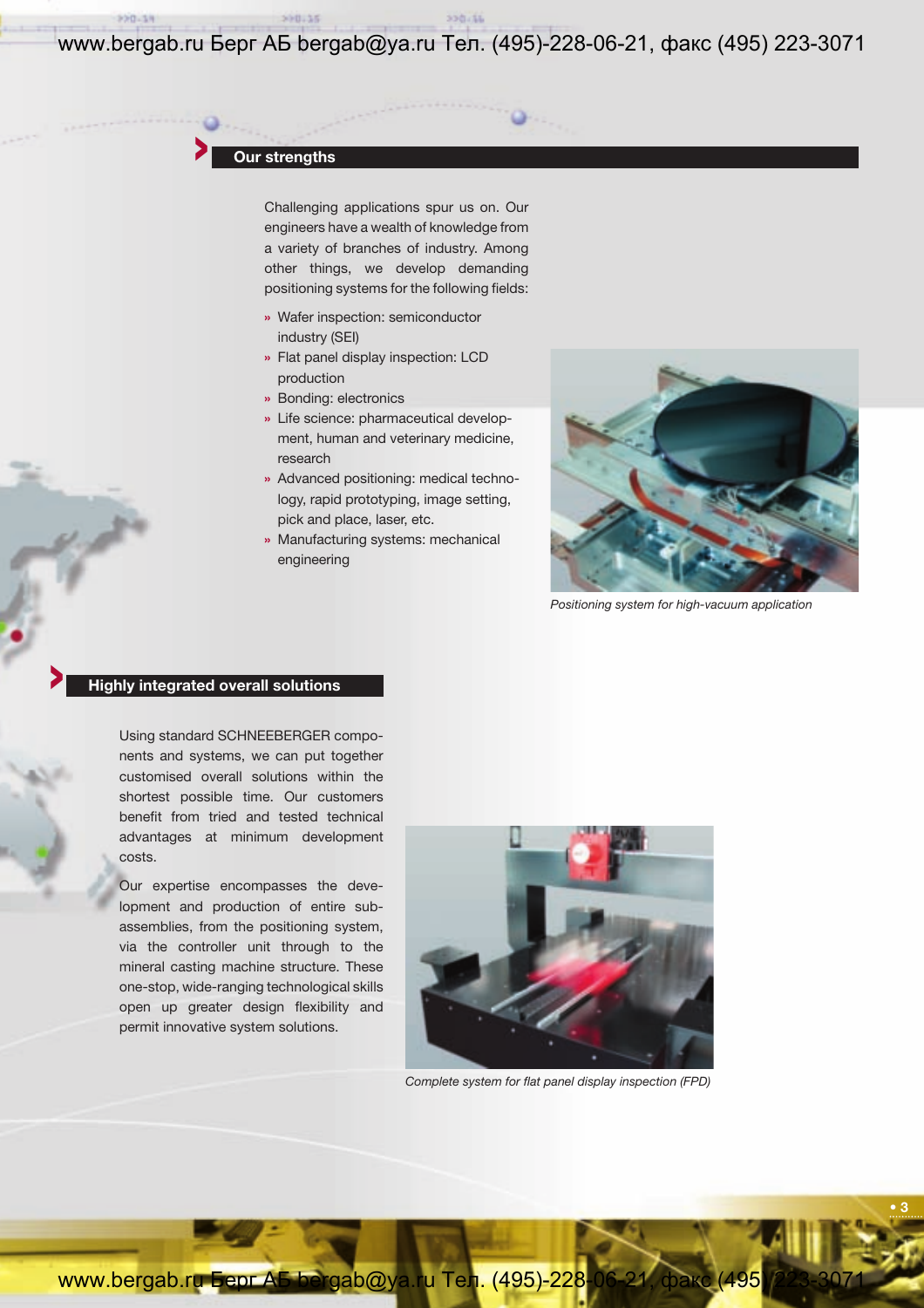## Our strengths

Challenging applications spur us on. Our engineers have a wealth of knowledge from a variety of branches of industry. Among other things, we develop demanding positioning systems for the following fields:

- Wafer inspection: semiconductor industry (SEI)
- Flat panel display inspection: LCD production
- Bonding: electronics
- Life science: pharmaceutical development, human and veterinary medicine, research
- Advanced positioning: medical technology, rapid prototyping, image setting, pick and place, laser, etc.
- Manufacturing systems: mechanical engineering

*Positioning system for high-vacuum application*

## Highly integrated overall solutions

Using standard SCHNEEBERGER components and systems, we can put together customised overall solutions within the shortest possible time. Our customers benefit from tried and tested technical advantages at minimum development costs.

Our expertise encompasses the development and production of entire subassemblies, from the positioning system, via the controller unit through to the mineral casting machine structure. These one-stop, wide-ranging technological skills open up greater design flexibility and permit innovative system solutions.

*Complete system for flat panel display inspection (FPD)*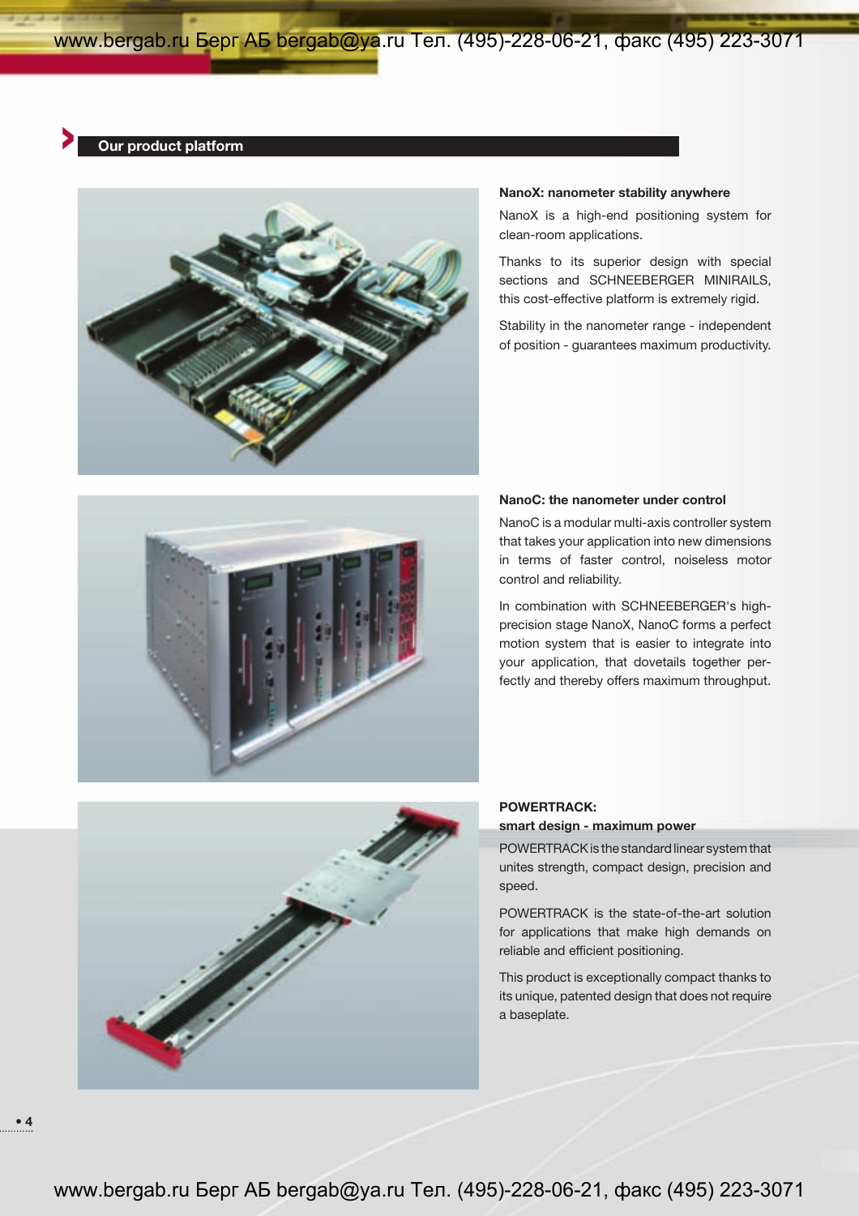## Our product platform

### NanoX: nanometer stability anywhere

NanoX is a high-end positioning system for clean-room applications.

Thanks to its superior design with special sections and SCHNEEBERGER MINIRAILS, this cost-effective platform is extremely rigid.

Stability in the nanometer range - independent of position - guarantees maximum productivity.

### NanoC: the nanometer under control

NanoC is a modular multi-axis controller system that takes your application into new dimensions in terms of faster control, noiseless motor control and reliability.

In combination with SCHNEEBERGER's high-precision stage NanoX, NanoC forms a perfect motion system that is easier to integrate into your application, that dovetails together perfectly and thereby offers maximum throughput.

### POWERTRACK: smart design - maximum power

POWERTRACK is the standard linear system that unites strength, compact design, precision and speed.

POWERTRACK is the state-of-the-art solution for applications that make high demands on reliable and efficient positioning.

This product is exceptionally compact thanks to its unique, patented design that does not require a baseplate.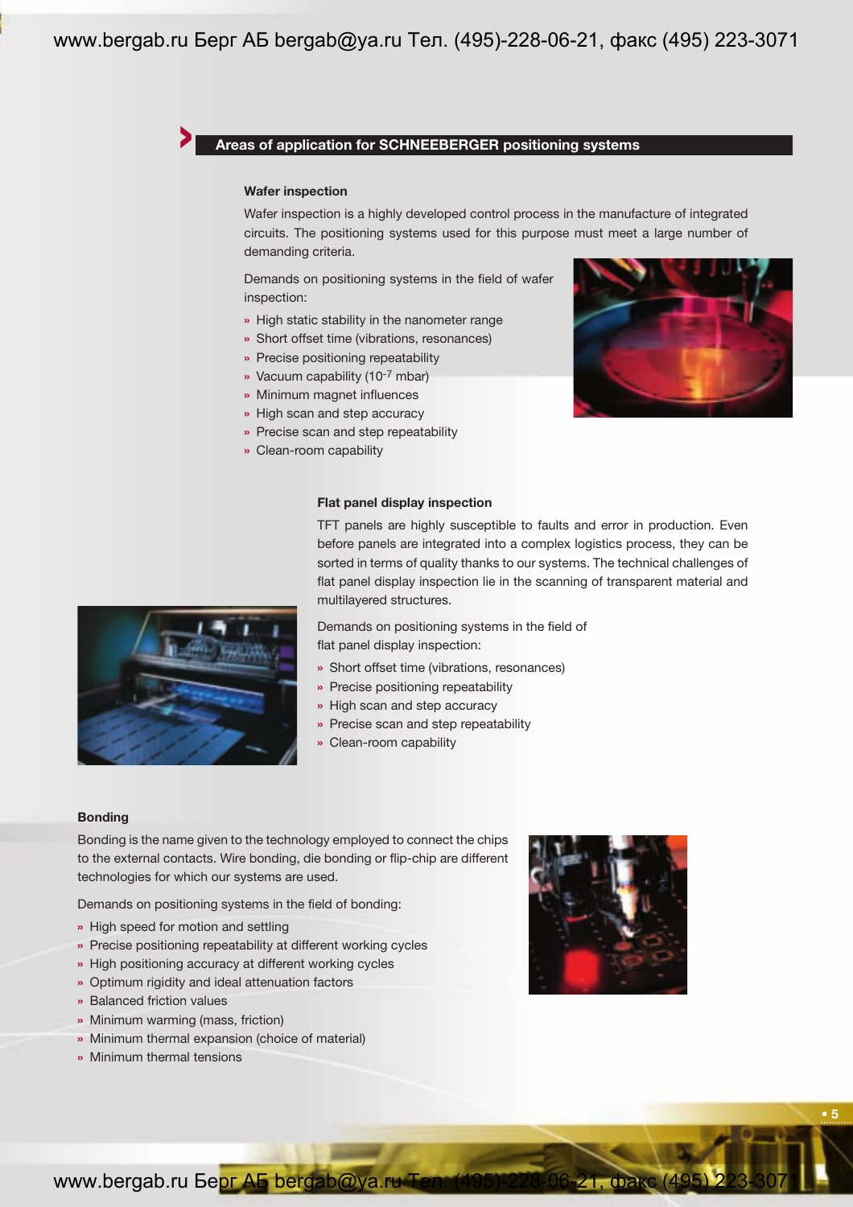## Areas of application for SCHNEEBERGER positioning systems

### Wafer inspection

Wafer inspection is a highly developed control process in the manufacture of integrated circuits. The positioning systems used for this purpose must meet a large number of demanding criteria.

Demands on positioning systems in the field of wafer inspection:

- High static stability in the nanometer range
- Short offset time (vibrations, resonances)
- Precise positioning repeatability
- Vacuum capability ($10^{-7}$ mbar)
- Minimum magnet influences
- High scan and step accuracy
- Precise scan and step repeatability
- Clean-room capability

### Flat panel display inspection

TFT panels are highly susceptible to faults and error in production. Even before panels are integrated into a complex logistics process, they can be sorted in terms of quality thanks to our systems. The technical challenges of flat panel display inspection lie in the scanning of transparent material and multilayered structures.

Demands on positioning systems in the field of flat panel display inspection:

- Short offset time (vibrations, resonances)
- Precise positioning repeatability
- High scan and step accuracy
- Precise scan and step repeatability
- Clean-room capability

### Bonding

Bonding is the name given to the technology employed to connect the chips to the external contacts. Wire bonding, die bonding or flip-chip are different technologies for which our systems are used.

Demands on positioning systems in the field of bonding:

- High speed for motion and settling
- Precise positioning repeatability at different working cycles
- High positioning accuracy at different working cycles
- Optimum rigidity and ideal attenuation factors
- Balanced friction values
- Minimum warming (mass, friction)
- Minimum thermal expansion (choice of material)
- Minimum thermal tensions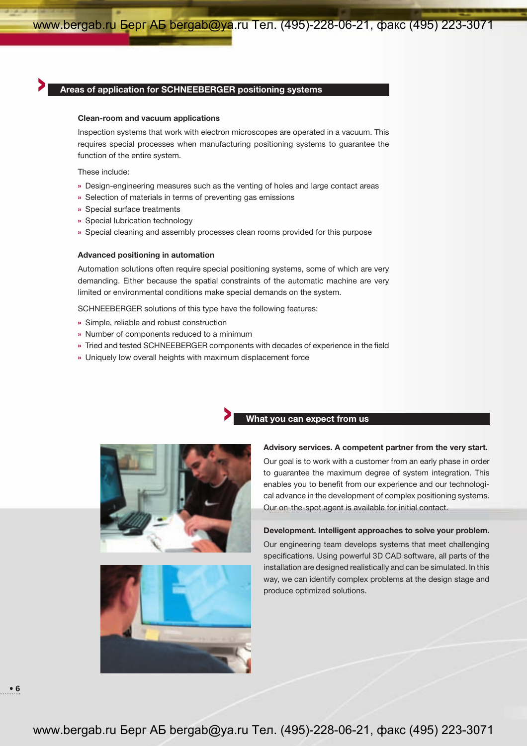## Areas of application for SCHNEEBERGER positioning systems

### Clean-room and vacuum applications

Inspection systems that work with electron microscopes are operated in a vacuum. This requires special processes when manufacturing positioning systems to guarantee the function of the entire system.

These include:

- Design-engineering measures such as the venting of holes and large contact areas
- Selection of materials in terms of preventing gas emissions
- Special surface treatments
- Special lubrication technology
- Special cleaning and assembly processes clean rooms provided for this purpose

### Advanced positioning in automation

Automation solutions often require special positioning systems, some of which are very demanding. Either because the spatial constraints of the automatic machine are very limited or environmental conditions make special demands on the system.

SCHNEEBERGER solutions of this type have the following features:

- Simple, reliable and robust construction
- Number of components reduced to a minimum
- Tried and tested SCHNEEBERGER components with decades of experience in the field
- Uniquely low overall heights with maximum displacement force

## What you can expect from us

### Advisory services. A competent partner from the very start.

Our goal is to work with a customer from an early phase in order to guarantee the maximum degree of system integration. This enables you to benefit from our experience and our technological advance in the development of complex positioning systems. Our on-the-spot agent is available for initial contact.

### Development. Intelligent approaches to solve your problem.

Our engineering team develops systems that meet challenging specifications. Using powerful 3D CAD software, all parts of the installation are designed realistically and can be simulated. In this way, we can identify complex problems at the design stage and produce optimized solutions.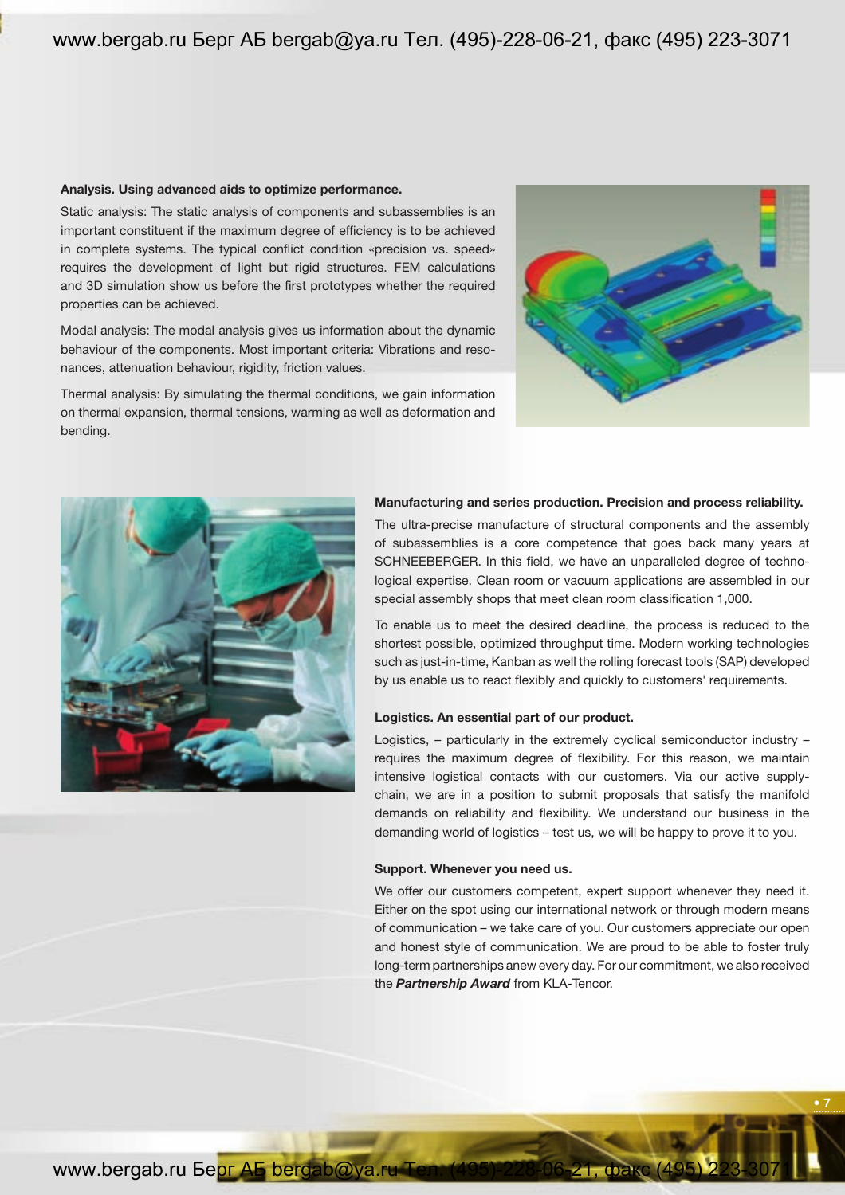**Analysis. Using advanced aids to optimize performance.**

Static analysis: The static analysis of components and subassemblies is an important constituent if the maximum degree of efficiency is to be achieved in complete systems. The typical conflict condition «precision vs. speed» requires the development of light but rigid structures. FEM calculations and 3D simulation show us before the first prototypes whether the required properties can be achieved.

Modal analysis: The modal analysis gives us information about the dynamic behaviour of the components. Most important criteria: Vibrations and resonances, attenuation behaviour, rigidity, friction values.

Thermal analysis: By simulating the thermal conditions, we gain information on thermal expansion, thermal tensions, warming as well as deformation and bending.

**Manufacturing and series production. Precision and process reliability.**

The ultra-precise manufacture of structural components and the assembly of subassemblies is a core competence that goes back many years at SCHNEEBERGER. In this field, we have an unparalleled degree of technological expertise. Clean room or vacuum applications are assembled in our special assembly shops that meet clean room classification 1,000.

To enable us to meet the desired deadline, the process is reduced to the shortest possible, optimized throughput time. Modern working technologies such as just-in-time, Kanban as well the rolling forecast tools (SAP) developed by us enable us to react flexibly and quickly to customers' requirements.

**Logistics. An essential part of our product.**

Logistics, – particularly in the extremely cyclical semiconductor industry – requires the maximum degree of flexibility. For this reason, we maintain intensive logistical contacts with our customers. Via our active supply-chain, we are in a position to submit proposals that satisfy the manifold demands on reliability and flexibility. We understand our business in the demanding world of logistics – test us, we will be happy to prove it to you.

**Support. Whenever you need us.**

We offer our customers competent, expert support whenever they need it. Either on the spot using our international network or through modern means of communication – we take care of you. Our customers appreciate our open and honest style of communication. We are proud to be able to foster truly long-term partnerships anew every day. For our commitment, we also received the ***Partnership Award*** from KLA-Tencor.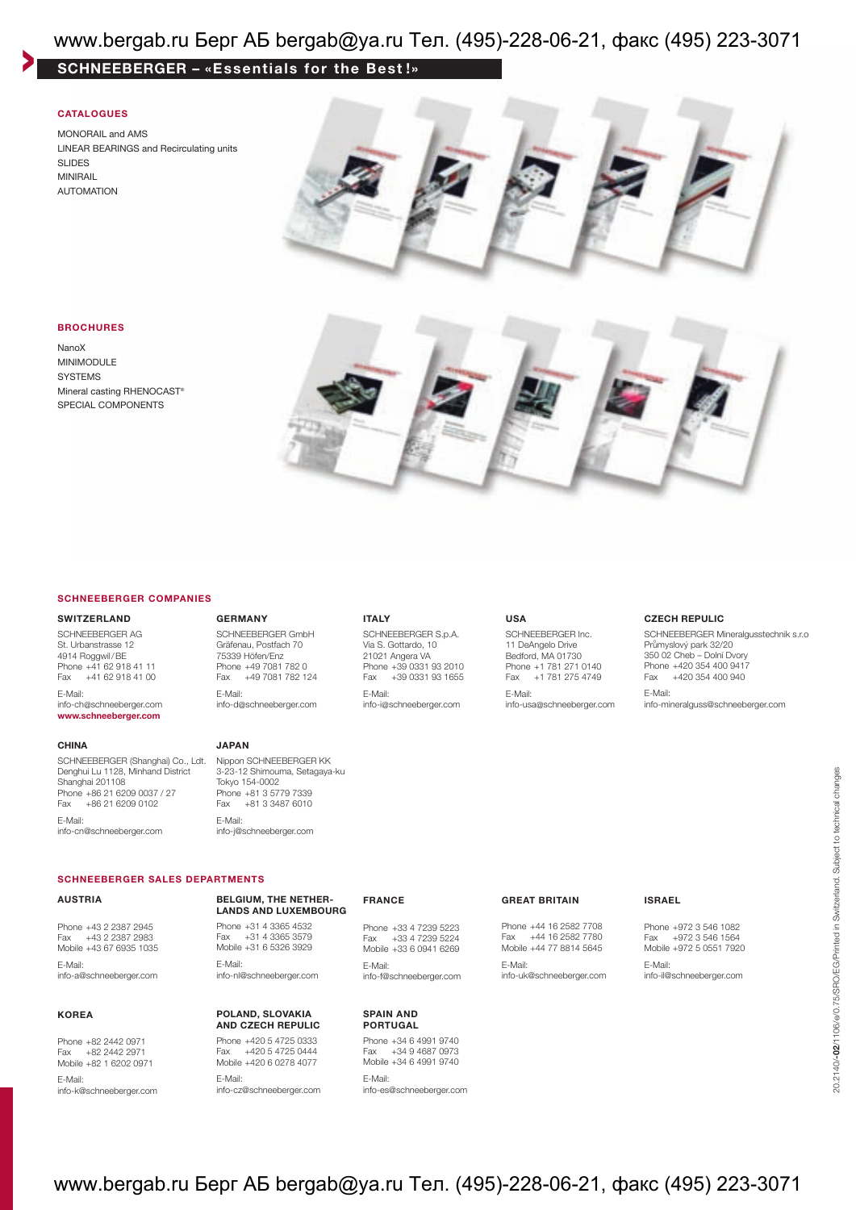## SCHNEEBERGER – «Essentials for the Best!»

### CATALOGUES

MONORAIL and AMS
LINEAR BEARINGS and Recirculating units
SLIDES
MINIRAIL
AUTOMATION

### BROCHURES

NanoX
MINIMODULE
SYSTEMS
Mineral casting RHENOCAST®
SPECIAL COMPONENTS

### SCHNEEBERGER COMPANIES

**SWITZERLAND**
SCHNEEBERGER AG
St. Urbanstrasse 12
4914 Roggwil/BE
Phone +41 62 918 41 11
Fax +41 62 918 41 00
E-Mail:
info-ch@schneeberger.com
**www.schneeberger.com**

**GERMANY**
SCHNEEBERGER GmbH
Gräfenau, Postfach 70
75339 Höfen/Enz
Phone +49 7081 782 0
Fax +49 7081 782 124
E-Mail:
info-d@schneeberger.com

**ITALY**
SCHNEEBERGER S.p.A.
Via S. Gottardo, 10
21021 Angera VA
Phone +39 0331 93 2010
Fax +39 0331 93 1655
E-Mail:
info-i@schneeberger.com

**USA**
SCHNEEBERGER Inc.
11 DeAngelo Drive
Bedford, MA 01730
Phone +1 781 271 0140
Fax +1 781 275 4749
E-Mail:
info-usa@schneeberger.com

**CZECH REPULIC**
SCHNEEBERGER Mineralgusstechnik s.r.o
Průmyslový park 32/20
350 02 Cheb – Dolní Dvory
Phone +420 354 400 9417
Fax +420 354 400 940
E-Mail:
info-mineralguss@schneeberger.com

**CHINA**
SCHNEEBERGER (Shanghai) Co., Ldt.
Denghui Lu 1128, Minhand District
Shanghai 201108
Phone +86 21 6209 0037 / 27
Fax +86 21 6209 0102
E-Mail:
info-cn@schneeberger.com

**JAPAN**
Nippon SCHNEEBERGER KK
3-23-12 Shimouma, Setagaya-ku
Tokyo 154-0002
Phone +81 3 5779 7339
Fax +81 3 3487 6010
E-Mail:
info-j@schneeberger.com

### SCHNEEBERGER SALES DEPARTMENTS

**AUSTRIA**
Phone +43 2 2387 2945
Fax +43 2 2387 2983
Mobile +43 67 6935 1035
E-Mail:
info-a@schneeberger.com

**BELGIUM, THE NETHERLANDS AND LUXEMBOURG**
Phone +31 4 3365 4532
Fax +31 4 3365 3579
Mobile +31 6 5326 3929
E-Mail:
info-nl@schneeberger.com

**FRANCE**
Phone +33 4 7239 5223
Fax +33 4 7239 5224
Mobile +33 6 0941 6269
E-Mail:
info-f@schneeberger.com

**GREAT BRITAIN**
Phone +44 16 2582 7708
Fax +44 16 2582 7780
Mobile +44 77 8814 5645
E-Mail:
info-uk@schneeberger.com

**ISRAEL**
Phone +972 3 546 1082
Fax +972 3 546 1564
Mobile +972 5 0551 7920
E-Mail:
info-il@schneeberger.com

**KOREA**
Phone +82 2442 0971
Fax +82 2442 2971
Mobile +82 1 6202 0971
E-Mail:
info-k@schneeberger.com

**POLAND, SLOVAKIA AND CZECH REPULIC**
Phone +420 5 4725 0333
Fax +420 5 4725 0444
Mobile +420 6 0278 4077
E-Mail:
info-cz@schneeberger.com

**SPAIN AND PORTUGAL**
Phone +34 6 4991 9740
Fax +34 9 4687 0973
Mobile +34 6 4991 9740
E-Mail:
info-es@schneeberger.com

20.2140/-02/1106/e/0.75/SRO/EG/Printed in Switzerland. Subject to technical changes